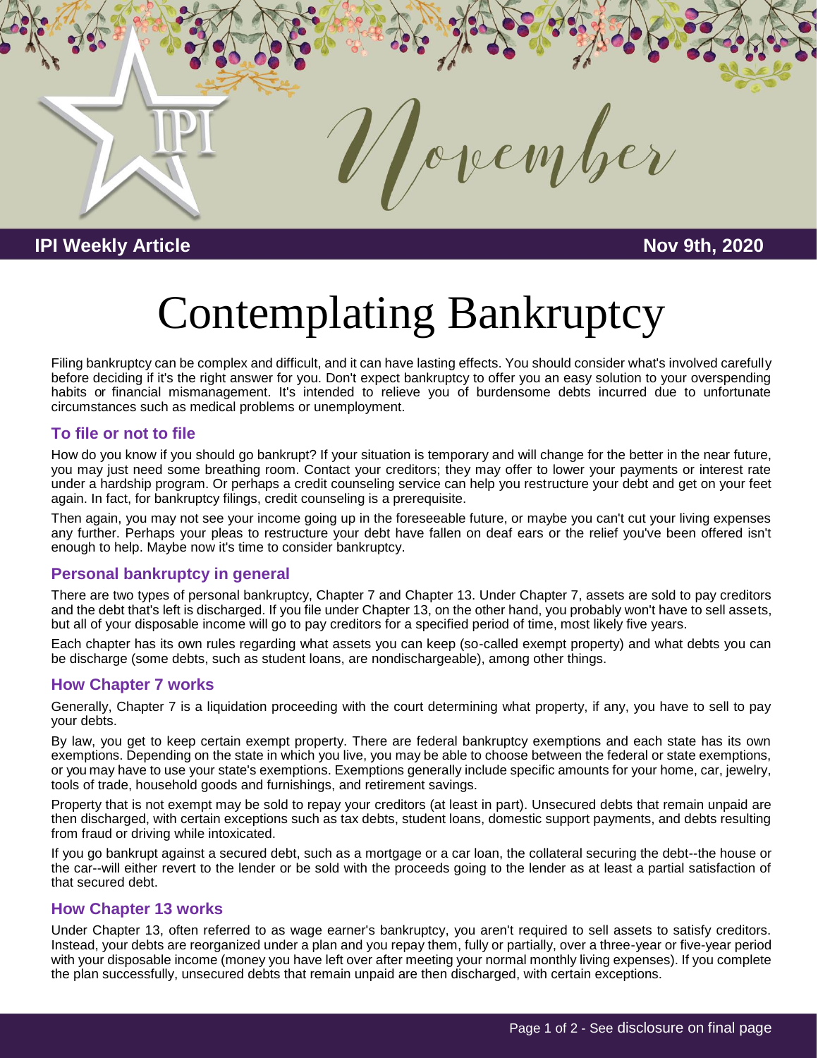November

**IPI Weekly Article** **Nov 9th, 2020**

# Contemplating Bankruptcy

Filing bankruptcy can be complex and difficult, and it can have lasting effects. You should consider what's involved carefully before deciding if it's the right answer for you. Don't expect bankruptcy to offer you an easy solution to your overspending habits or financial mismanagement. It's intended to relieve you of burdensome debts incurred due to unfortunate circumstances such as medical problems or unemployment.

## To file or not to file

How do you know if you should go bankrupt? If your situation is temporary and will change for the better in the near future, you may just need some breathing room. Contact your creditors; they may offer to lower your payments or interest rate under a hardship program. Or perhaps a credit counseling service can help you restructure your debt and get on your feet again. In fact, for bankruptcy filings, credit counseling is a prerequisite.

Then again, you may not see your income going up in the foreseeable future, or maybe you can't cut your living expenses any further. Perhaps your pleas to restructure your debt have fallen on deaf ears or the relief you've been offered isn't enough to help. Maybe now it's time to consider bankruptcy.

## Personal bankruptcy in general

There are two types of personal bankruptcy, Chapter 7 and Chapter 13. Under Chapter 7, assets are sold to pay creditors and the debt that's left is discharged. If you file under Chapter 13, on the other hand, you probably won't have to sell assets, but all of your disposable income will go to pay creditors for a specified period of time, most likely five years.

Each chapter has its own rules regarding what assets you can keep (so-called exempt property) and what debts you can be discharge (some debts, such as student loans, are nondischargeable), among other things.

## How Chapter 7 works

Generally, Chapter 7 is a liquidation proceeding with the court determining what property, if any, you have to sell to pay your debts.

By law, you get to keep certain exempt property. There are federal bankruptcy exemptions and each state has its own exemptions. Depending on the state in which you live, you may be able to choose between the federal or state exemptions, or you may have to use your state's exemptions. Exemptions generally include specific amounts for your home, car, jewelry, tools of trade, household goods and furnishings, and retirement savings.

Property that is not exempt may be sold to repay your creditors (at least in part). Unsecured debts that remain unpaid are then discharged, with certain exceptions such as tax debts, student loans, domestic support payments, and debts resulting from fraud or driving while intoxicated.

If you go bankrupt against a secured debt, such as a mortgage or a car loan, the collateral securing the debt--the house or the car--will either revert to the lender or be sold with the proceeds going to the lender as at least a partial satisfaction of that secured debt.

## How Chapter 13 works

Under Chapter 13, often referred to as wage earner's bankruptcy, you aren't required to sell assets to satisfy creditors. Instead, your debts are reorganized under a plan and you repay them, fully or partially, over a three-year or five-year period with your disposable income (money you have left over after meeting your normal monthly living expenses). If you complete the plan successfully, unsecured debts that remain unpaid are then discharged, with certain exceptions.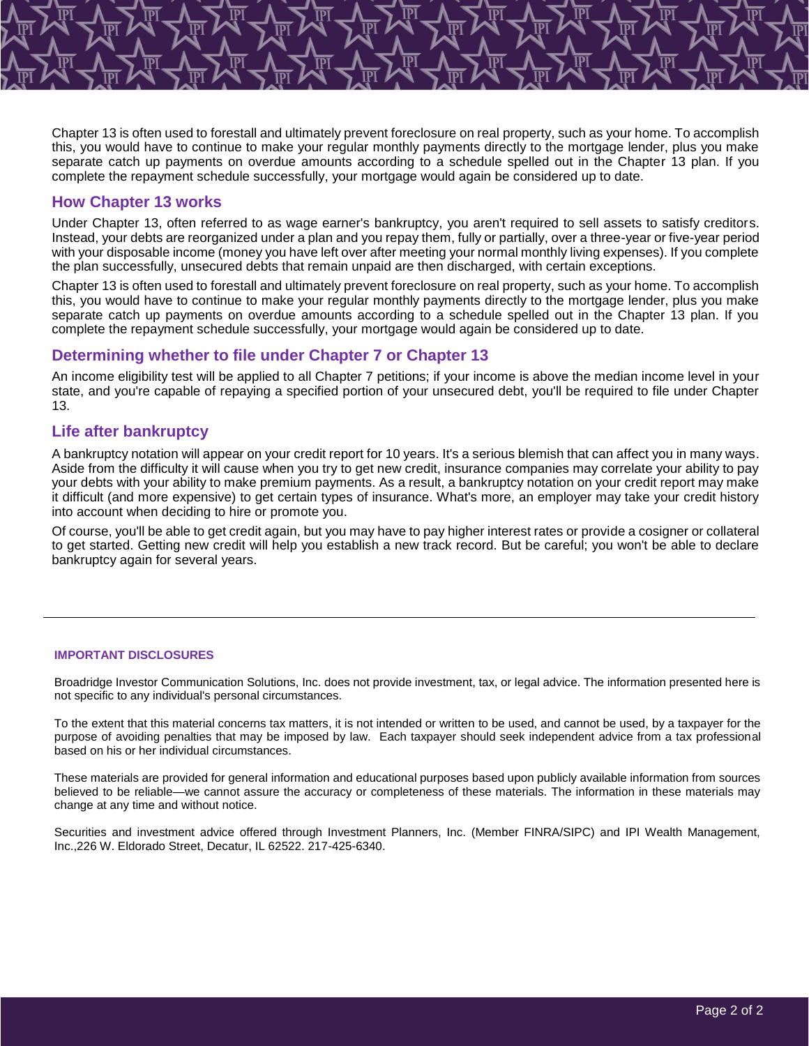Chapter 13 is often used to forestall and ultimately prevent foreclosure on real property, such as your home. To accomplish this, you would have to continue to make your regular monthly payments directly to the mortgage lender, plus you make separate catch up payments on overdue amounts according to a schedule spelled out in the Chapter 13 plan. If you complete the repayment schedule successfully, your mortgage would again be considered up to date.

## How Chapter 13 works

Under Chapter 13, often referred to as wage earner's bankruptcy, you aren't required to sell assets to satisfy creditors. Instead, your debts are reorganized under a plan and you repay them, fully or partially, over a three-year or five-year period with your disposable income (money you have left over after meeting your normal monthly living expenses). If you complete the plan successfully, unsecured debts that remain unpaid are then discharged, with certain exceptions.

Chapter 13 is often used to forestall and ultimately prevent foreclosure on real property, such as your home. To accomplish this, you would have to continue to make your regular monthly payments directly to the mortgage lender, plus you make separate catch up payments on overdue amounts according to a schedule spelled out in the Chapter 13 plan. If you complete the repayment schedule successfully, your mortgage would again be considered up to date.

## Determining whether to file under Chapter 7 or Chapter 13

An income eligibility test will be applied to all Chapter 7 petitions; if your income is above the median income level in your state, and you're capable of repaying a specified portion of your unsecured debt, you'll be required to file under Chapter 13.

## Life after bankruptcy

A bankruptcy notation will appear on your credit report for 10 years. It's a serious blemish that can affect you in many ways. Aside from the difficulty it will cause when you try to get new credit, insurance companies may correlate your ability to pay your debts with your ability to make premium payments. As a result, a bankruptcy notation on your credit report may make it difficult (and more expensive) to get certain types of insurance. What's more, an employer may take your credit history into account when deciding to hire or promote you.

Of course, you'll be able to get credit again, but you may have to pay higher interest rates or provide a cosigner or collateral to get started. Getting new credit will help you establish a new track record. But be careful; you won't be able to declare bankruptcy again for several years.

---

**IMPORTANT DISCLOSURES**

Broadridge Investor Communication Solutions, Inc. does not provide investment, tax, or legal advice. The information presented here is not specific to any individual's personal circumstances.

To the extent that this material concerns tax matters, it is not intended or written to be used, and cannot be used, by a taxpayer for the purpose of avoiding penalties that may be imposed by law. Each taxpayer should seek independent advice from a tax professional based on his or her individual circumstances.

These materials are provided for general information and educational purposes based upon publicly available information from sources believed to be reliable—we cannot assure the accuracy or completeness of these materials. The information in these materials may change at any time and without notice.

Securities and investment advice offered through Investment Planners, Inc. (Member FINRA/SIPC) and IPI Wealth Management, Inc.,226 W. Eldorado Street, Decatur, IL 62522. 217-425-6340.